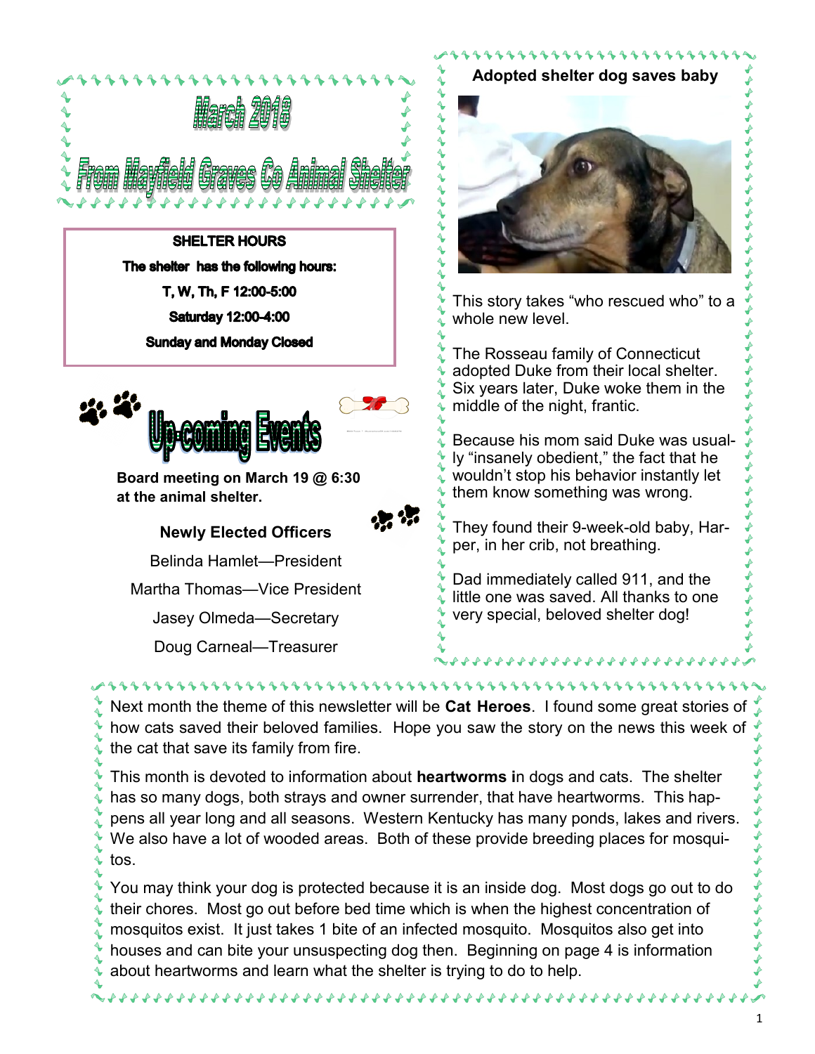# March 2018

# From Mayfield Graves Co Animal Shelter

**SHELTER HOURS**

**The shelter has the following hours:**

**T, W, Th, F 12:00-5:00**

**Saturday 12:00-4:00**

**Sunday and Monday Closed**

## Up-coming Events

**Board meeting on March 19 @ 6:30 at the animal shelter.**

**Newly Elected Officers**

Belinda Hamlet—President

Martha Thomas—Vice President

Jasey Olmeda—Secretary

Doug Carneal—Treasurer

## Adopted shelter dog saves baby

This story takes "who rescued who" to a whole new level.

The Rosseau family of Connecticut adopted Duke from their local shelter. Six years later, Duke woke them in the middle of the night, frantic.

Because his mom said Duke was usually "insanely obedient," the fact that he wouldn't stop his behavior instantly let them know something was wrong.

They found their 9-week-old baby, Harper, in her crib, not breathing.

Dad immediately called 911, and the little one was saved. All thanks to one very special, beloved shelter dog!

Next month the theme of this newsletter will be **Cat Heroes**. I found some great stories of how cats saved their beloved families. Hope you saw the story on the news this week of the cat that save its family from fire.

This month is devoted to information about **heartworms i**n dogs and cats. The shelter has so many dogs, both strays and owner surrender, that have heartworms. This happens all year long and all seasons. Western Kentucky has many ponds, lakes and rivers. We also have a lot of wooded areas. Both of these provide breeding places for mosquitos.

You may think your dog is protected because it is an inside dog. Most dogs go out to do their chores. Most go out before bed time which is when the highest concentration of mosquitos exist. It just takes 1 bite of an infected mosquito. Mosquitos also get into houses and can bite your unsuspecting dog then. Beginning on page 4 is information about heartworms and learn what the shelter is trying to do to help.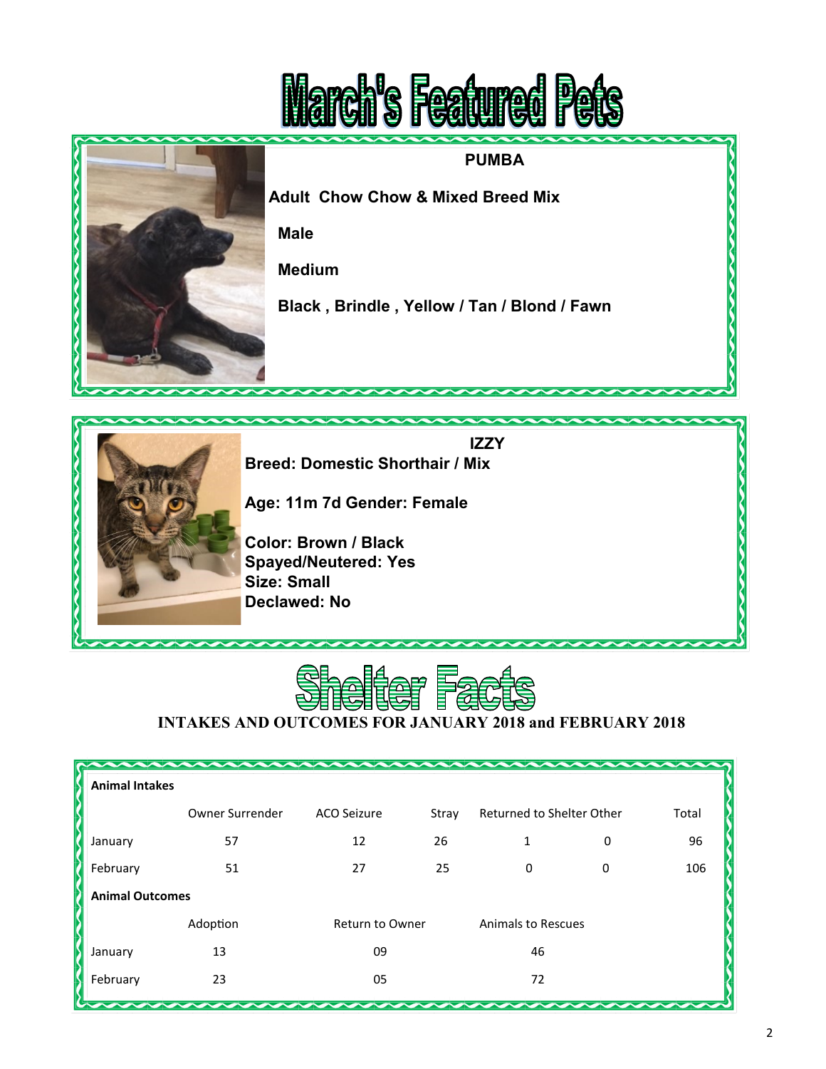# March's Featured Pets

**PUMBA**

**Adult Chow Chow & Mixed Breed Mix**

**Male**

**Medium**

**Black , Brindle , Yellow / Tan / Blond / Fawn**

**IZZY**

**Breed: Domestic Shorthair / Mix**

**Age: 11m 7d Gender: Female**

**Color: Brown / Black**
**Spayed/Neutered: Yes**
**Size: Small**
**Declawed: No**

# Shelter Facts

**INTAKES AND OUTCOMES FOR JANUARY 2018 and FEBRUARY 2018**

| **Animal Intakes** | | | | | | |
|---|---|---|---|---|---|---|
| | Owner Surrender | ACO Seizure | Stray | Returned to Shelter | Other | Total |
| January | 57 | 12 | 26 | 1 | 0 | 96 |
| February | 51 | 27 | 25 | 0 | 0 | 106 |

| **Animal Outcomes** | | | |
|---|---|---|---|
| | Adoption | Return to Owner | Animals to Rescues |
| January | 13 | 09 | 46 |
| February | 23 | 05 | 72 |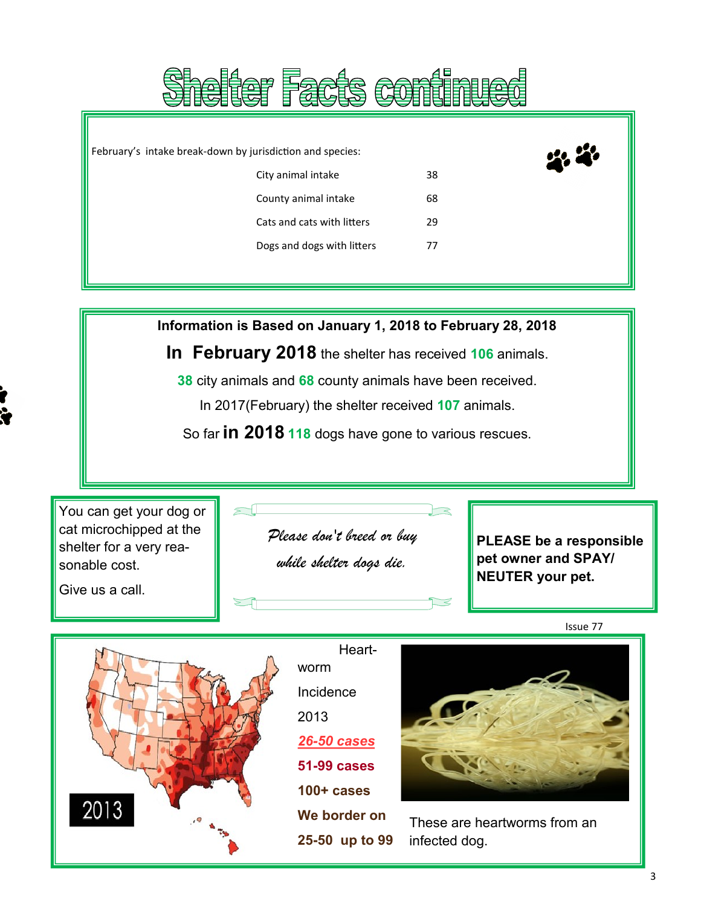# Shelter Facts continued

February's intake break-down by jurisdiction and species:

| | |
|---|---|
| City animal intake | 38 |
| County animal intake | 68 |
| Cats and cats with litters | 29 |
| Dogs and dogs with litters | 77 |

**Information is Based on January 1, 2018 to February 28, 2018**

**In February 2018** the shelter has received **106** animals.

**38** city animals and **68** county animals have been received.

In 2017(February) the shelter received **107** animals.

So far **in 2018** **118** dogs have gone to various rescues.

You can get your dog or cat microchipped at the shelter for a very reasonable cost.

Give us a call.

*Please don't breed or buy while shelter dogs die.*

**PLEASE be a responsible pet owner and SPAY/NEUTER your pet.**

Issue 77

Heartworm Incidence 2013

***26-50 cases***

**51-99 cases**

**100+ cases**

**We border on 25-50 up to 99**

These are heartworms from an infected dog.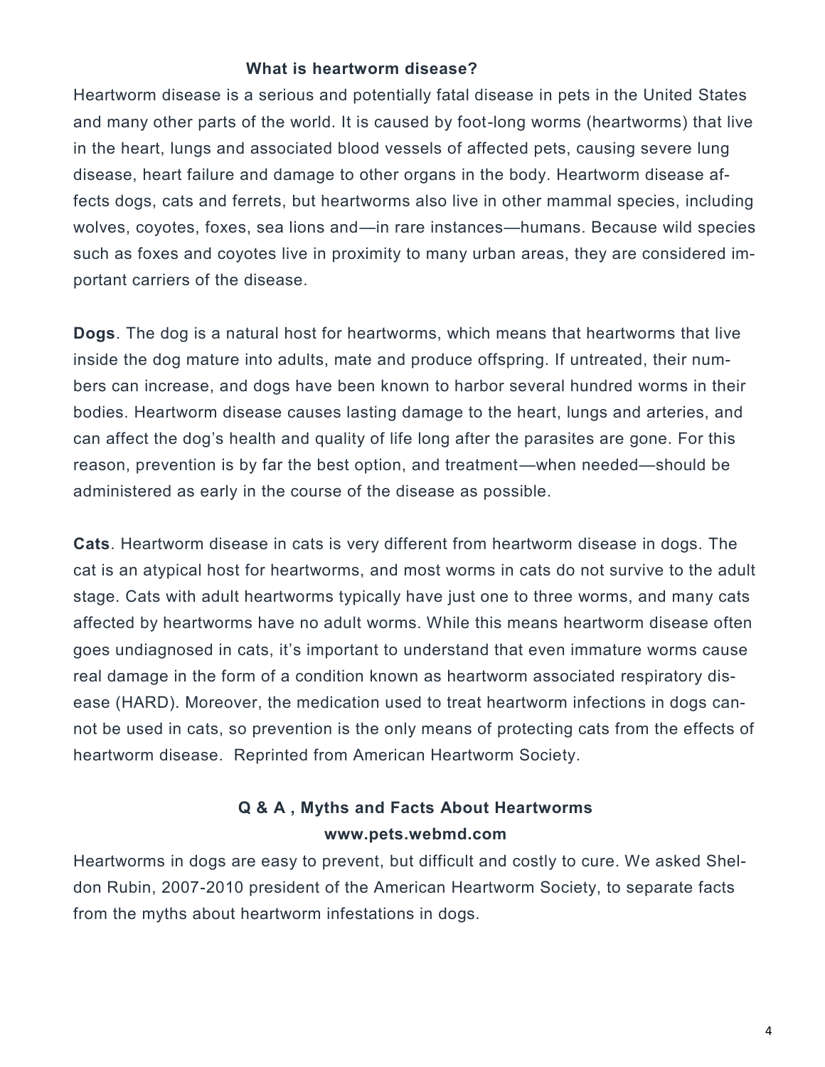### What is heartworm disease?

Heartworm disease is a serious and potentially fatal disease in pets in the United States and many other parts of the world. It is caused by foot-long worms (heartworms) that live in the heart, lungs and associated blood vessels of affected pets, causing severe lung disease, heart failure and damage to other organs in the body. Heartworm disease affects dogs, cats and ferrets, but heartworms also live in other mammal species, including wolves, coyotes, foxes, sea lions and—in rare instances—humans. Because wild species such as foxes and coyotes live in proximity to many urban areas, they are considered important carriers of the disease.

**Dogs**. The dog is a natural host for heartworms, which means that heartworms that live inside the dog mature into adults, mate and produce offspring. If untreated, their numbers can increase, and dogs have been known to harbor several hundred worms in their bodies. Heartworm disease causes lasting damage to the heart, lungs and arteries, and can affect the dog's health and quality of life long after the parasites are gone. For this reason, prevention is by far the best option, and treatment—when needed—should be administered as early in the course of the disease as possible.

**Cats**. Heartworm disease in cats is very different from heartworm disease in dogs. The cat is an atypical host for heartworms, and most worms in cats do not survive to the adult stage. Cats with adult heartworms typically have just one to three worms, and many cats affected by heartworms have no adult worms. While this means heartworm disease often goes undiagnosed in cats, it's important to understand that even immature worms cause real damage in the form of a condition known as heartworm associated respiratory disease (HARD). Moreover, the medication used to treat heartworm infections in dogs cannot be used in cats, so prevention is the only means of protecting cats from the effects of heartworm disease. Reprinted from American Heartworm Society.

### Q & A , Myths and Facts About Heartworms
**www.pets.webmd.com**

Heartworms in dogs are easy to prevent, but difficult and costly to cure. We asked Sheldon Rubin, 2007-2010 president of the American Heartworm Society, to separate facts from the myths about heartworm infestations in dogs.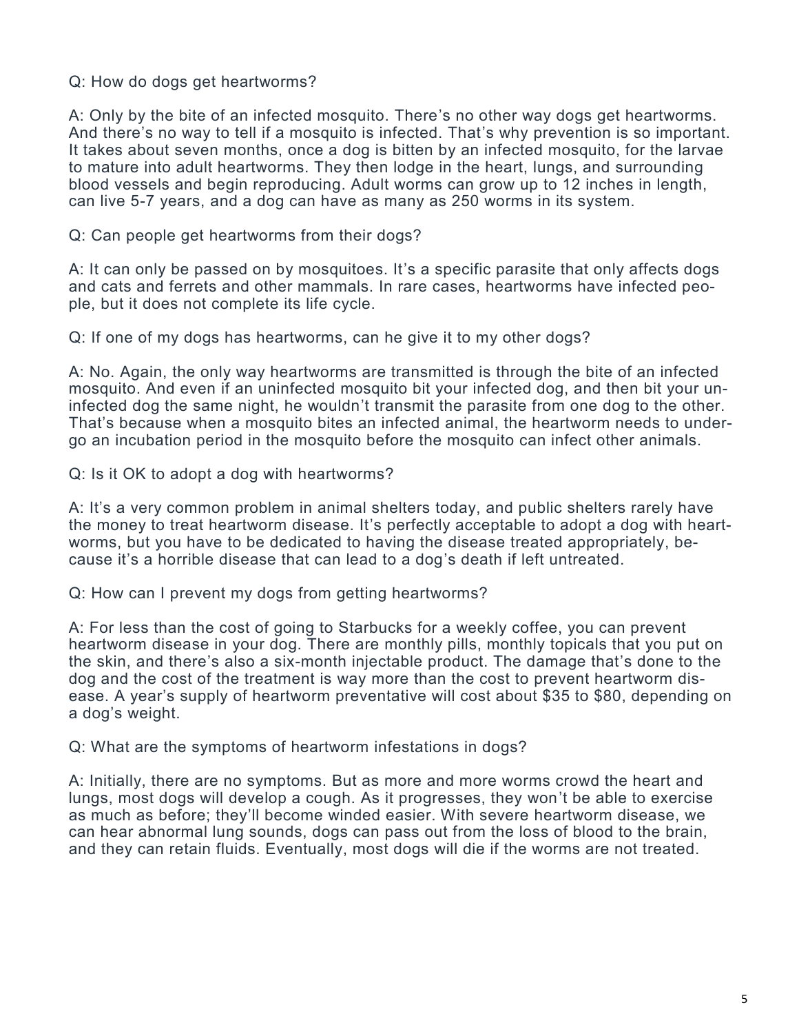Q: How do dogs get heartworms?

A: Only by the bite of an infected mosquito. There's no other way dogs get heartworms. And there's no way to tell if a mosquito is infected. That's why prevention is so important. It takes about seven months, once a dog is bitten by an infected mosquito, for the larvae to mature into adult heartworms. They then lodge in the heart, lungs, and surrounding blood vessels and begin reproducing. Adult worms can grow up to 12 inches in length, can live 5-7 years, and a dog can have as many as 250 worms in its system.

Q: Can people get heartworms from their dogs?

A: It can only be passed on by mosquitoes. It's a specific parasite that only affects dogs and cats and ferrets and other mammals. In rare cases, heartworms have infected people, but it does not complete its life cycle.

Q: If one of my dogs has heartworms, can he give it to my other dogs?

A: No. Again, the only way heartworms are transmitted is through the bite of an infected mosquito. And even if an uninfected mosquito bit your infected dog, and then bit your uninfected dog the same night, he wouldn't transmit the parasite from one dog to the other. That's because when a mosquito bites an infected animal, the heartworm needs to undergo an incubation period in the mosquito before the mosquito can infect other animals.

Q: Is it OK to adopt a dog with heartworms?

A: It's a very common problem in animal shelters today, and public shelters rarely have the money to treat heartworm disease. It's perfectly acceptable to adopt a dog with heartworms, but you have to be dedicated to having the disease treated appropriately, because it's a horrible disease that can lead to a dog's death if left untreated.

Q: How can I prevent my dogs from getting heartworms?

A: For less than the cost of going to Starbucks for a weekly coffee, you can prevent heartworm disease in your dog. There are monthly pills, monthly topicals that you put on the skin, and there's also a six-month injectable product. The damage that's done to the dog and the cost of the treatment is way more than the cost to prevent heartworm disease. A year's supply of heartworm preventative will cost about $35 to $80, depending on a dog's weight.

Q: What are the symptoms of heartworm infestations in dogs?

A: Initially, there are no symptoms. But as more and more worms crowd the heart and lungs, most dogs will develop a cough. As it progresses, they won't be able to exercise as much as before; they'll become winded easier. With severe heartworm disease, we can hear abnormal lung sounds, dogs can pass out from the loss of blood to the brain, and they can retain fluids. Eventually, most dogs will die if the worms are not treated.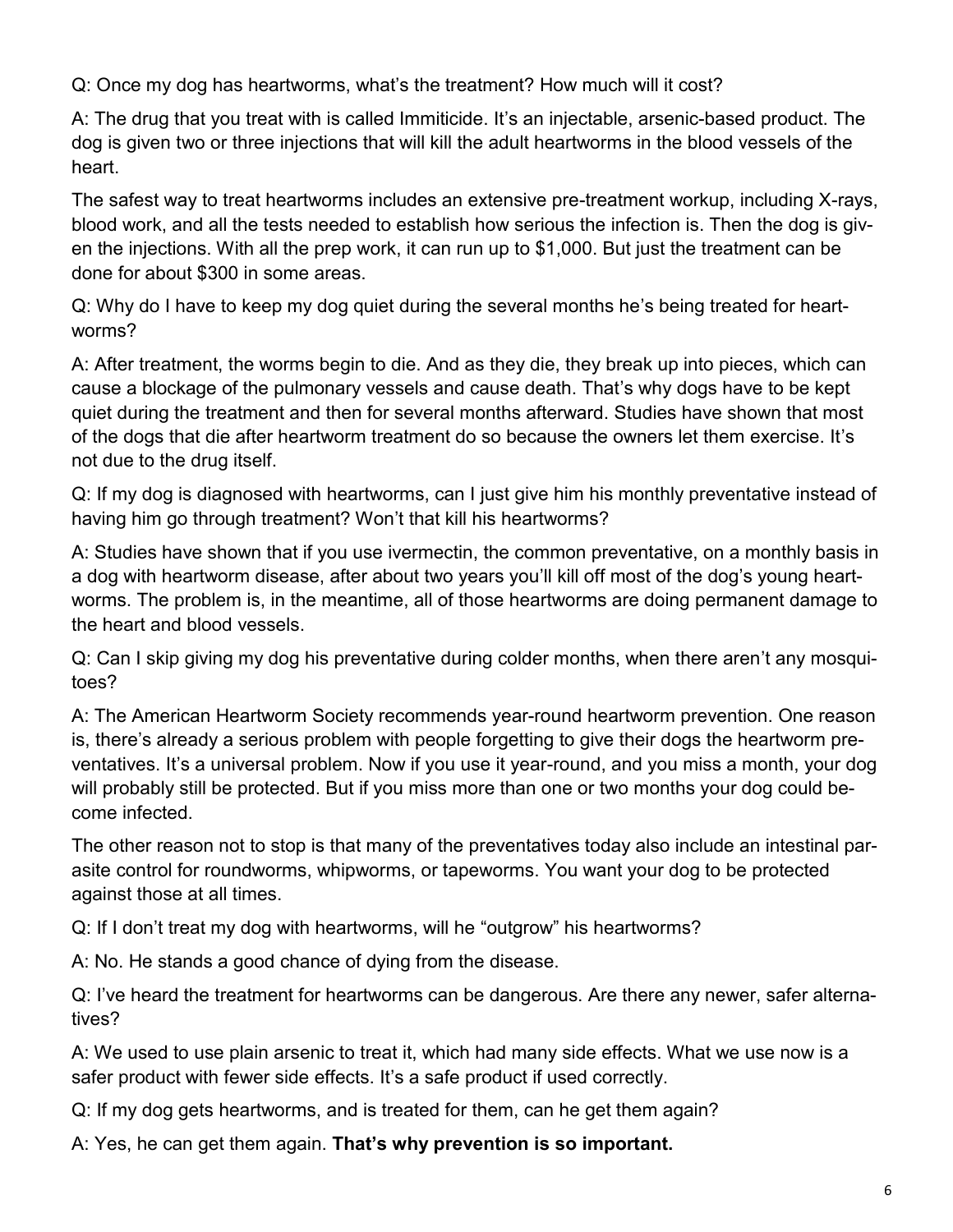Q: Once my dog has heartworms, what's the treatment? How much will it cost?

A: The drug that you treat with is called Immiticide. It's an injectable, arsenic-based product. The dog is given two or three injections that will kill the adult heartworms in the blood vessels of the heart.

The safest way to treat heartworms includes an extensive pre-treatment workup, including X-rays, blood work, and all the tests needed to establish how serious the infection is. Then the dog is given the injections. With all the prep work, it can run up to $1,000. But just the treatment can be done for about $300 in some areas.

Q: Why do I have to keep my dog quiet during the several months he's being treated for heartworms?

A: After treatment, the worms begin to die. And as they die, they break up into pieces, which can cause a blockage of the pulmonary vessels and cause death. That's why dogs have to be kept quiet during the treatment and then for several months afterward. Studies have shown that most of the dogs that die after heartworm treatment do so because the owners let them exercise. It's not due to the drug itself.

Q: If my dog is diagnosed with heartworms, can I just give him his monthly preventative instead of having him go through treatment? Won't that kill his heartworms?

A: Studies have shown that if you use ivermectin, the common preventative, on a monthly basis in a dog with heartworm disease, after about two years you'll kill off most of the dog's young heartworms. The problem is, in the meantime, all of those heartworms are doing permanent damage to the heart and blood vessels.

Q: Can I skip giving my dog his preventative during colder months, when there aren't any mosquitoes?

A: The American Heartworm Society recommends year-round heartworm prevention. One reason is, there's already a serious problem with people forgetting to give their dogs the heartworm preventatives. It's a universal problem. Now if you use it year-round, and you miss a month, your dog will probably still be protected. But if you miss more than one or two months your dog could become infected.

The other reason not to stop is that many of the preventatives today also include an intestinal parasite control for roundworms, whipworms, or tapeworms. You want your dog to be protected against those at all times.

Q: If I don't treat my dog with heartworms, will he "outgrow" his heartworms?

A: No. He stands a good chance of dying from the disease.

Q: I've heard the treatment for heartworms can be dangerous. Are there any newer, safer alternatives?

A: We used to use plain arsenic to treat it, which had many side effects. What we use now is a safer product with fewer side effects. It's a safe product if used correctly.

Q: If my dog gets heartworms, and is treated for them, can he get them again?

A: Yes, he can get them again. **That's why prevention is so important.**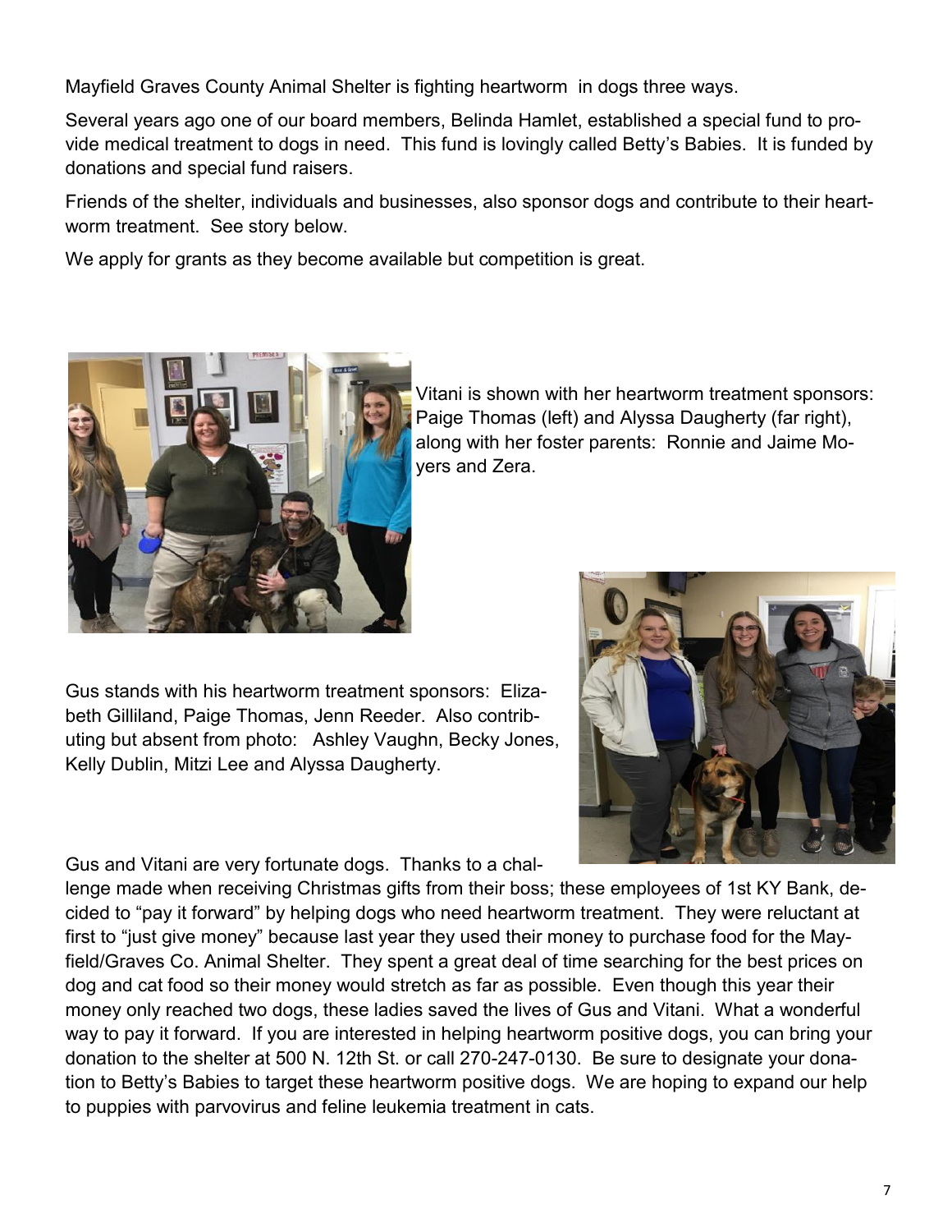Mayfield Graves County Animal Shelter is fighting heartworm in dogs three ways.

Several years ago one of our board members, Belinda Hamlet, established a special fund to provide medical treatment to dogs in need. This fund is lovingly called Betty's Babies. It is funded by donations and special fund raisers.

Friends of the shelter, individuals and businesses, also sponsor dogs and contribute to their heartworm treatment. See story below.

We apply for grants as they become available but competition is great.

Vitani is shown with her heartworm treatment sponsors: Paige Thomas (left) and Alyssa Daugherty (far right), along with her foster parents: Ronnie and Jaime Moyers and Zera.

Gus stands with his heartworm treatment sponsors: Elizabeth Gilliland, Paige Thomas, Jenn Reeder. Also contributing but absent from photo: Ashley Vaughn, Becky Jones, Kelly Dublin, Mitzi Lee and Alyssa Daugherty.

Gus and Vitani are very fortunate dogs. Thanks to a challenge made when receiving Christmas gifts from their boss; these employees of 1st KY Bank, decided to "pay it forward" by helping dogs who need heartworm treatment. They were reluctant at first to "just give money" because last year they used their money to purchase food for the Mayfield/Graves Co. Animal Shelter. They spent a great deal of time searching for the best prices on dog and cat food so their money would stretch as far as possible. Even though this year their money only reached two dogs, these ladies saved the lives of Gus and Vitani. What a wonderful way to pay it forward. If you are interested in helping heartworm positive dogs, you can bring your donation to the shelter at 500 N. 12th St. or call 270-247-0130. Be sure to designate your donation to Betty's Babies to target these heartworm positive dogs. We are hoping to expand our help to puppies with parvovirus and feline leukemia treatment in cats.